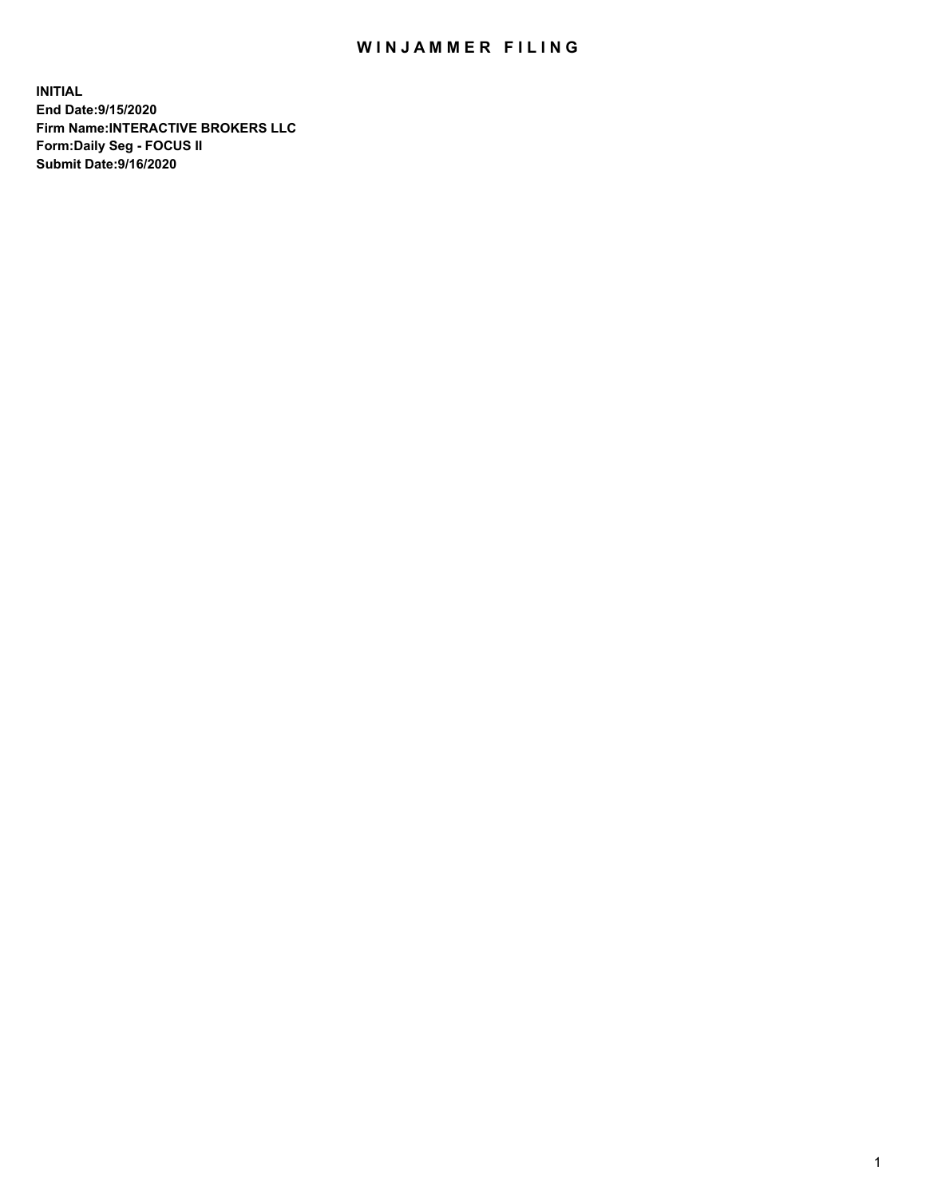# WINJAMMER FILING

**INITIAL**
**End Date:9/15/2020**
**Firm Name:INTERACTIVE BROKERS LLC**
**Form:Daily Seg - FOCUS II**
**Submit Date:9/16/2020**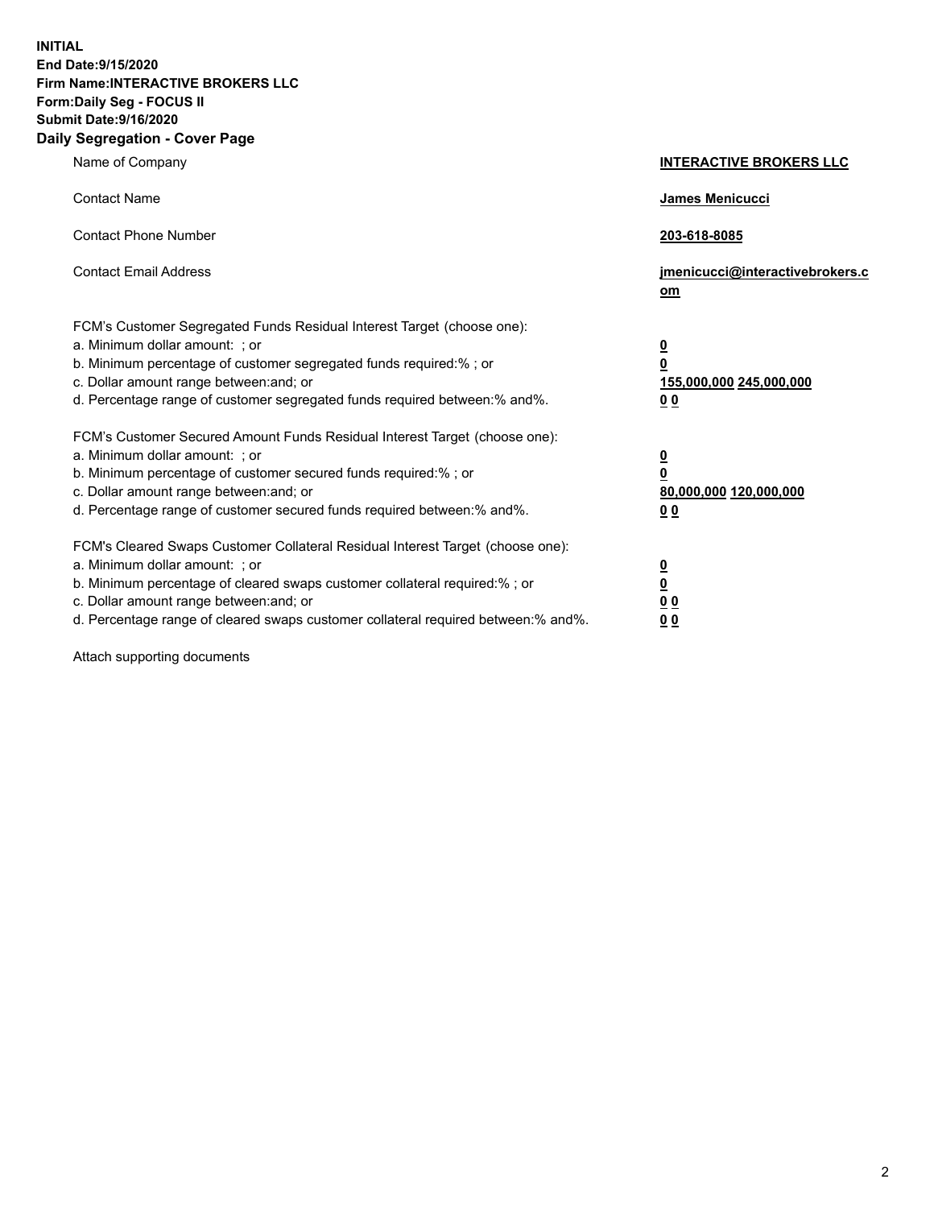**INITIAL**
**End Date:9/15/2020**
**Firm Name:INTERACTIVE BROKERS LLC**
**Form:Daily Seg - FOCUS II**
**Submit Date:9/16/2020**

## Daily Segregation - Cover Page

| | |
|---|---|
| Name of Company | **INTERACTIVE BROKERS LLC** |
| Contact Name | **James Menicucci** |
| Contact Phone Number | **203-618-8085** |
| Contact Email Address | **jmenicucci@interactivebrokers.com** |

FCM's Customer Segregated Funds Residual Interest Target (choose one):

| | |
|---|---|
| a. Minimum dollar amount: ; or | **0** |
| b. Minimum percentage of customer segregated funds required:% ; or | **0** |
| c. Dollar amount range between:and; or | **155,000,000 245,000,000** |
| d. Percentage range of customer segregated funds required between:% and%. | **0 0** |

FCM's Customer Secured Amount Funds Residual Interest Target (choose one):

| | |
|---|---|
| a. Minimum dollar amount: ; or | **0** |
| b. Minimum percentage of customer secured funds required:% ; or | **0** |
| c. Dollar amount range between:and; or | **80,000,000 120,000,000** |
| d. Percentage range of customer secured funds required between:% and%. | **0 0** |

FCM's Cleared Swaps Customer Collateral Residual Interest Target (choose one):

| | |
|---|---|
| a. Minimum dollar amount: ; or | **0** |
| b. Minimum percentage of cleared swaps customer collateral required:% ; or | **0** |
| c. Dollar amount range between:and; or | **0 0** |
| d. Percentage range of cleared swaps customer collateral required between:% and%. | **0 0** |

Attach supporting documents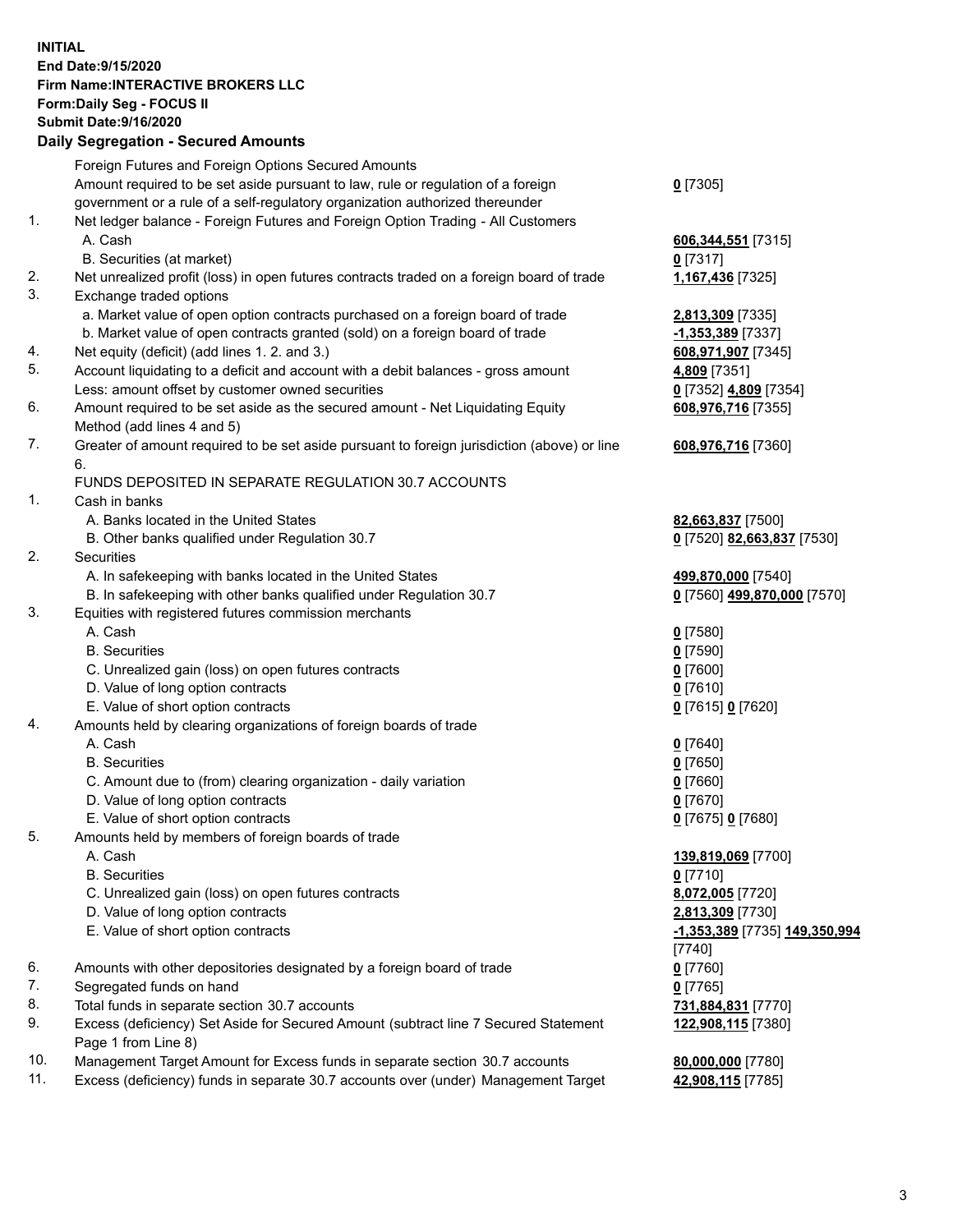**INITIAL**
**End Date:9/15/2020**
**Firm Name:INTERACTIVE BROKERS LLC**
**Form:Daily Seg - FOCUS II**
**Submit Date:9/16/2020**

## Daily Segregation - Secured Amounts

| | | |
|---|---|---|
| | Foreign Futures and Foreign Options Secured Amounts | |
| | Amount required to be set aside pursuant to law, rule or regulation of a foreign government or a rule of a self-regulatory organization authorized thereunder | **0** [7305] |
| 1. | Net ledger balance - Foreign Futures and Foreign Option Trading - All Customers | |
| | A. Cash | **606,344,551** [7315] |
| | B. Securities (at market) | **0** [7317] |
| 2. | Net unrealized profit (loss) in open futures contracts traded on a foreign board of trade | **1,167,436** [7325] |
| 3. | Exchange traded options | |
| | a. Market value of open option contracts purchased on a foreign board of trade | **2,813,309** [7335] |
| | b. Market value of open contracts granted (sold) on a foreign board of trade | **-1,353,389** [7337] |
| 4. | Net equity (deficit) (add lines 1. 2. and 3.) | **608,971,907** [7345] |
| 5. | Account liquidating to a deficit and account with a debit balances - gross amount | **4,809** [7351] |
| | Less: amount offset by customer owned securities | **0** [7352] **4,809** [7354] |
| 6. | Amount required to be set aside as the secured amount - Net Liquidating Equity Method (add lines 4 and 5) | **608,976,716** [7355] |
| 7. | Greater of amount required to be set aside pursuant to foreign jurisdiction (above) or line 6. | **608,976,716** [7360] |
| | FUNDS DEPOSITED IN SEPARATE REGULATION 30.7 ACCOUNTS | |
| 1. | Cash in banks | |
| | A. Banks located in the United States | **82,663,837** [7500] |
| | B. Other banks qualified under Regulation 30.7 | **0** [7520] **82,663,837** [7530] |
| 2. | Securities | |
| | A. In safekeeping with banks located in the United States | **499,870,000** [7540] |
| | B. In safekeeping with other banks qualified under Regulation 30.7 | **0** [7560] **499,870,000** [7570] |
| 3. | Equities with registered futures commission merchants | |
| | A. Cash | **0** [7580] |
| | B. Securities | **0** [7590] |
| | C. Unrealized gain (loss) on open futures contracts | **0** [7600] |
| | D. Value of long option contracts | **0** [7610] |
| | E. Value of short option contracts | **0** [7615] **0** [7620] |
| 4. | Amounts held by clearing organizations of foreign boards of trade | |
| | A. Cash | **0** [7640] |
| | B. Securities | **0** [7650] |
| | C. Amount due to (from) clearing organization - daily variation | **0** [7660] |
| | D. Value of long option contracts | **0** [7670] |
| | E. Value of short option contracts | **0** [7675] **0** [7680] |
| 5. | Amounts held by members of foreign boards of trade | |
| | A. Cash | **139,819,069** [7700] |
| | B. Securities | **0** [7710] |
| | C. Unrealized gain (loss) on open futures contracts | **8,072,005** [7720] |
| | D. Value of long option contracts | **2,813,309** [7730] |
| | E. Value of short option contracts | **-1,353,389** [7735] **149,350,994** [7740] |
| 6. | Amounts with other depositories designated by a foreign board of trade | **0** [7760] |
| 7. | Segregated funds on hand | **0** [7765] |
| 8. | Total funds in separate section 30.7 accounts | **731,884,831** [7770] |
| 9. | Excess (deficiency) Set Aside for Secured Amount (subtract line 7 Secured Statement Page 1 from Line 8) | **122,908,115** [7380] |
| 10. | Management Target Amount for Excess funds in separate section 30.7 accounts | **80,000,000** [7780] |
| 11. | Excess (deficiency) funds in separate 30.7 accounts over (under) Management Target | **42,908,115** [7785] |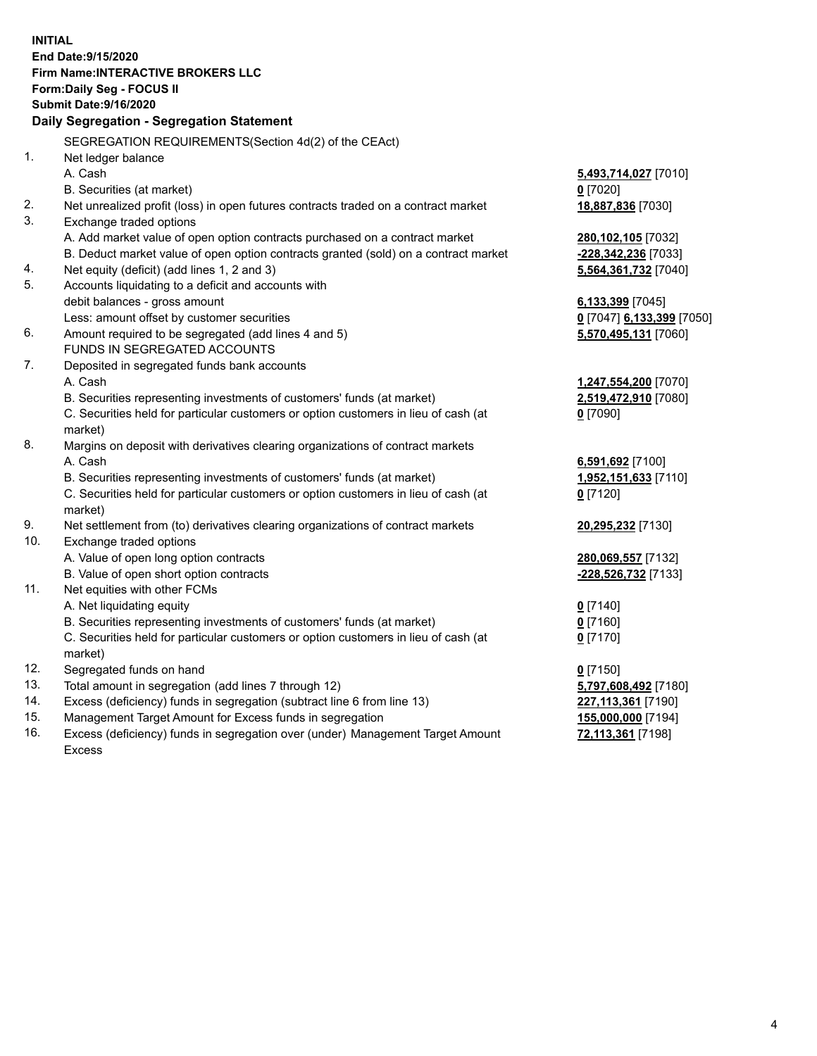**INITIAL**
**End Date:9/15/2020**
**Firm Name:INTERACTIVE BROKERS LLC**
**Form:Daily Seg - FOCUS II**
**Submit Date:9/16/2020**

**Daily Segregation - Segregation Statement**

| | | |
|---|---|---|
| | SEGREGATION REQUIREMENTS(Section 4d(2) of the CEAct) | |
| 1. | Net ledger balance | |
| | A. Cash | **5,493,714,027** [7010] |
| | B. Securities (at market) | **0** [7020] |
| 2. | Net unrealized profit (loss) in open futures contracts traded on a contract market | **18,887,836** [7030] |
| 3. | Exchange traded options | |
| | A. Add market value of open option contracts purchased on a contract market | **280,102,105** [7032] |
| | B. Deduct market value of open option contracts granted (sold) on a contract market | **-228,342,236** [7033] |
| 4. | Net equity (deficit) (add lines 1, 2 and 3) | **5,564,361,732** [7040] |
| 5. | Accounts liquidating to a deficit and accounts with debit balances - gross amount | **6,133,399** [7045] |
| | Less: amount offset by customer securities | **0** [7047] **6,133,399** [7050] |
| 6. | Amount required to be segregated (add lines 4 and 5) | **5,570,495,131** [7060] |
| | FUNDS IN SEGREGATED ACCOUNTS | |
| 7. | Deposited in segregated funds bank accounts | |
| | A. Cash | **1,247,554,200** [7070] |
| | B. Securities representing investments of customers' funds (at market) | **2,519,472,910** [7080] |
| | C. Securities held for particular customers or option customers in lieu of cash (at market) | **0** [7090] |
| 8. | Margins on deposit with derivatives clearing organizations of contract markets | |
| | A. Cash | **6,591,692** [7100] |
| | B. Securities representing investments of customers' funds (at market) | **1,952,151,633** [7110] |
| | C. Securities held for particular customers or option customers in lieu of cash (at market) | **0** [7120] |
| 9. | Net settlement from (to) derivatives clearing organizations of contract markets | **20,295,232** [7130] |
| 10. | Exchange traded options | |
| | A. Value of open long option contracts | **280,069,557** [7132] |
| | B. Value of open short option contracts | **-228,526,732** [7133] |
| 11. | Net equities with other FCMs | |
| | A. Net liquidating equity | **0** [7140] |
| | B. Securities representing investments of customers' funds (at market) | **0** [7160] |
| | C. Securities held for particular customers or option customers in lieu of cash (at market) | **0** [7170] |
| 12. | Segregated funds on hand | **0** [7150] |
| 13. | Total amount in segregation (add lines 7 through 12) | **5,797,608,492** [7180] |
| 14. | Excess (deficiency) funds in segregation (subtract line 6 from line 13) | **227,113,361** [7190] |
| 15. | Management Target Amount for Excess funds in segregation | **155,000,000** [7194] |
| 16. | Excess (deficiency) funds in segregation over (under) Management Target Amount Excess | **72,113,361** [7198] |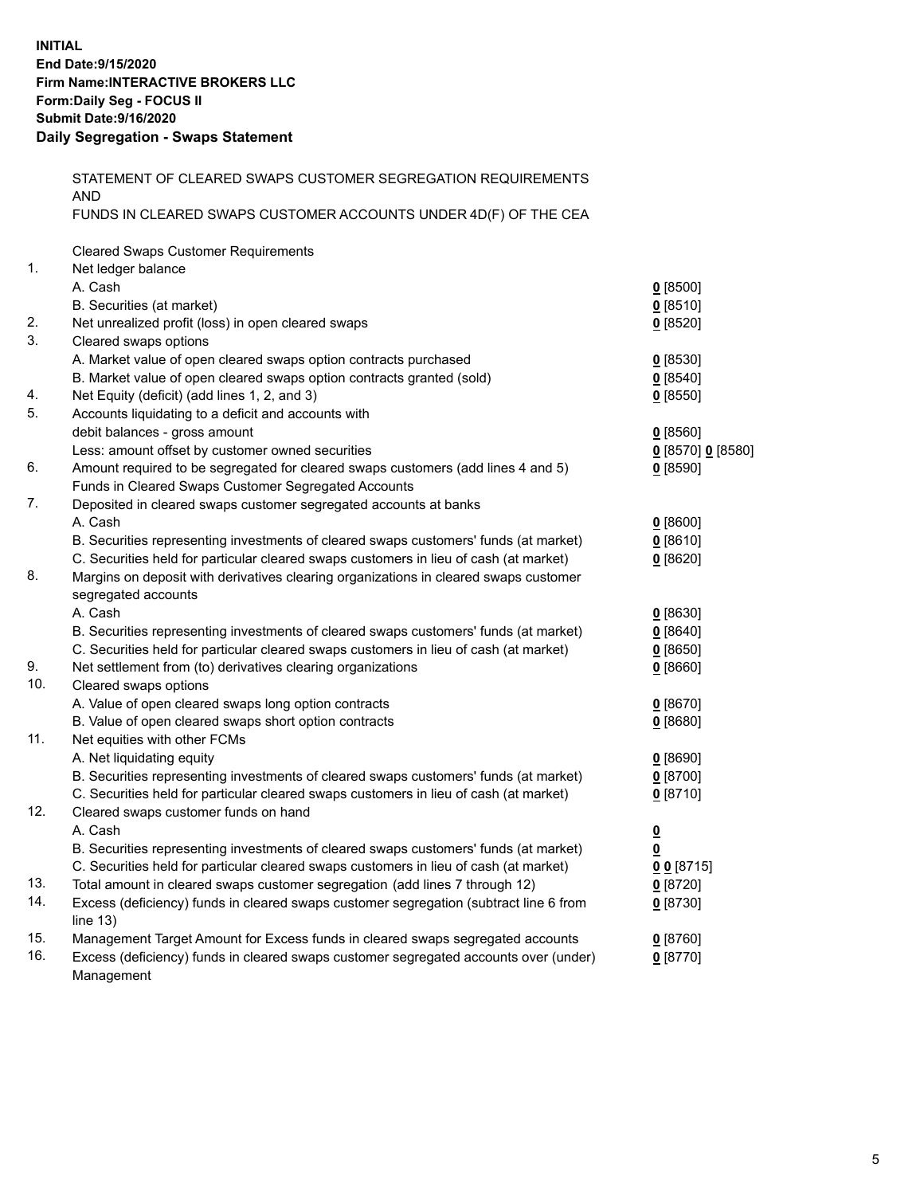**INITIAL**
**End Date:9/15/2020**
**Firm Name:INTERACTIVE BROKERS LLC**
**Form:Daily Seg - FOCUS II**
**Submit Date:9/16/2020**
**Daily Segregation - Swaps Statement**

STATEMENT OF CLEARED SWAPS CUSTOMER SEGREGATION REQUIREMENTS AND FUNDS IN CLEARED SWAPS CUSTOMER ACCOUNTS UNDER 4D(F) OF THE CEA

| | | |
|---|---|---|
| | Cleared Swaps Customer Requirements | |
| 1. | Net ledger balance | |
| | A. Cash | 0 [8500] |
| | B. Securities (at market) | 0 [8510] |
| 2. | Net unrealized profit (loss) in open cleared swaps | 0 [8520] |
| 3. | Cleared swaps options | |
| | A. Market value of open cleared swaps option contracts purchased | 0 [8530] |
| | B. Market value of open cleared swaps option contracts granted (sold) | 0 [8540] |
| 4. | Net Equity (deficit) (add lines 1, 2, and 3) | 0 [8550] |
| 5. | Accounts liquidating to a deficit and accounts with debit balances - gross amount | 0 [8560] |
| | Less: amount offset by customer owned securities | 0 [8570] 0 [8580] |
| 6. | Amount required to be segregated for cleared swaps customers (add lines 4 and 5) | 0 [8590] |
| | Funds in Cleared Swaps Customer Segregated Accounts | |
| 7. | Deposited in cleared swaps customer segregated accounts at banks | |
| | A. Cash | 0 [8600] |
| | B. Securities representing investments of cleared swaps customers' funds (at market) | 0 [8610] |
| | C. Securities held for particular cleared swaps customers in lieu of cash (at market) | 0 [8620] |
| 8. | Margins on deposit with derivatives clearing organizations in cleared swaps customer segregated accounts | |
| | A. Cash | 0 [8630] |
| | B. Securities representing investments of cleared swaps customers' funds (at market) | 0 [8640] |
| | C. Securities held for particular cleared swaps customers in lieu of cash (at market) | 0 [8650] |
| 9. | Net settlement from (to) derivatives clearing organizations | 0 [8660] |
| 10. | Cleared swaps options | |
| | A. Value of open cleared swaps long option contracts | 0 [8670] |
| | B. Value of open cleared swaps short option contracts | 0 [8680] |
| 11. | Net equities with other FCMs | |
| | A. Net liquidating equity | 0 [8690] |
| | B. Securities representing investments of cleared swaps customers' funds (at market) | 0 [8700] |
| | C. Securities held for particular cleared swaps customers in lieu of cash (at market) | 0 [8710] |
| 12. | Cleared swaps customer funds on hand | |
| | A. Cash | 0 |
| | B. Securities representing investments of cleared swaps customers' funds (at market) | 0 |
| | C. Securities held for particular cleared swaps customers in lieu of cash (at market) | 0 0 [8715] |
| 13. | Total amount in cleared swaps customer segregation (add lines 7 through 12) | 0 [8720] |
| 14. | Excess (deficiency) funds in cleared swaps customer segregation (subtract line 6 from line 13) | 0 [8730] |
| 15. | Management Target Amount for Excess funds in cleared swaps segregated accounts | 0 [8760] |
| 16. | Excess (deficiency) funds in cleared swaps customer segregated accounts over (under) Management | 0 [8770] |